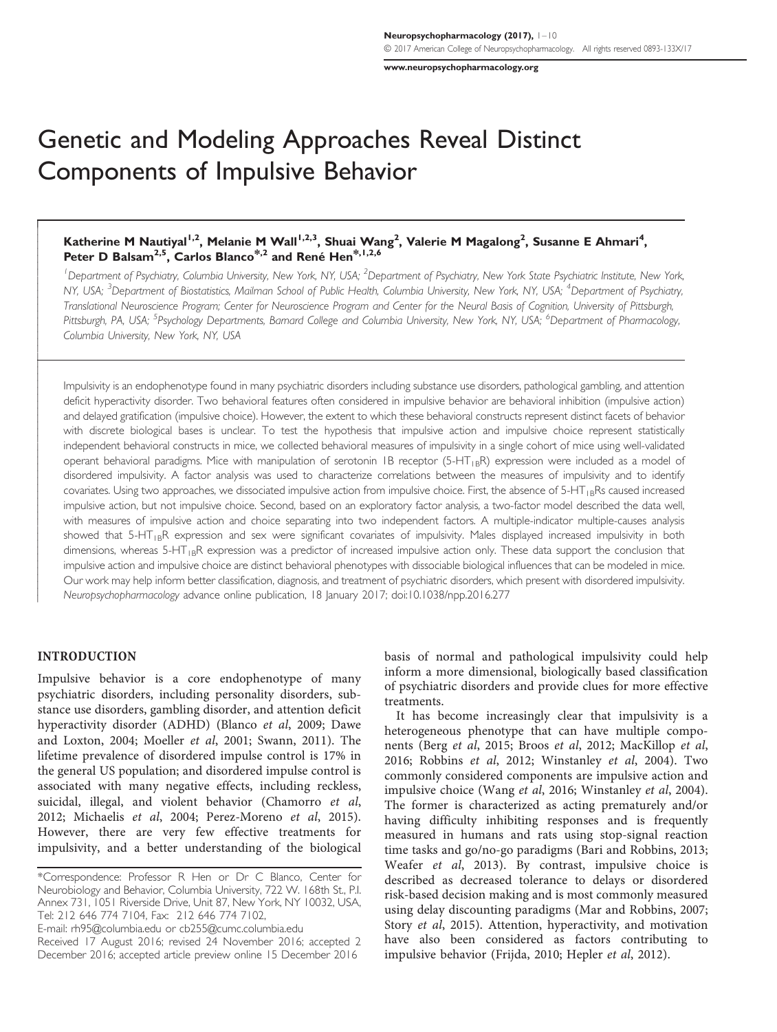# Genetic and Modeling Approaches Reveal Distinct Components of Impulsive Behavior

**Katherine M Nautiyal[1,2], Melanie M Wall[1,2,3], Shuai Wang[2], Valerie M Magalong[2], Susanne E Ahmari[4], Peter D Balsam[2,5], Carlos Blanco*[,2] and René Hen*[,1,2,6]**

[1]*Department of Psychiatry, Columbia University, New York, NY, USA;* [2]*Department of Psychiatry, New York State Psychiatric Institute, New York, NY, USA;* [3]*Department of Biostatistics, Mailman School of Public Health, Columbia University, New York, NY, USA;* [4]*Department of Psychiatry, Translational Neuroscience Program; Center for Neuroscience Program and Center for the Neural Basis of Cognition, University of Pittsburgh, Pittsburgh, PA, USA;* [5]*Psychology Departments, Barnard College and Columbia University, New York, NY, USA;* [6]*Department of Pharmacology, Columbia University, New York, NY, USA*

Impulsivity is an endophenotype found in many psychiatric disorders including substance use disorders, pathological gambling, and attention deficit hyperactivity disorder. Two behavioral features often considered in impulsive behavior are behavioral inhibition (impulsive action) and delayed gratification (impulsive choice). However, the extent to which these behavioral constructs represent distinct facets of behavior with discrete biological bases is unclear. To test the hypothesis that impulsive action and impulsive choice represent statistically independent behavioral constructs in mice, we collected behavioral measures of impulsivity in a single cohort of mice using well-validated operant behavioral paradigms. Mice with manipulation of serotonin 1B receptor (5-$HT_{1B}$R) expression were included as a model of disordered impulsivity. A factor analysis was used to characterize correlations between the measures of impulsivity and to identify covariates. Using two approaches, we dissociated impulsive action from impulsive choice. First, the absence of 5-$HT_{1B}$Rs caused increased impulsive action, but not impulsive choice. Second, based on an exploratory factor analysis, a two-factor model described the data well, with measures of impulsive action and choice separating into two independent factors. A multiple-indicator multiple-causes analysis showed that 5-$HT_{1B}$R expression and sex were significant covariates of impulsivity. Males displayed increased impulsivity in both dimensions, whereas 5-$HT_{1B}$R expression was a predictor of increased impulsive action only. These data support the conclusion that impulsive action and impulsive choice are distinct behavioral phenotypes with dissociable biological influences that can be modeled in mice. Our work may help inform better classification, diagnosis, and treatment of psychiatric disorders, which present with disordered impulsivity.

*Neuropsychopharmacology* advance online publication, 18 January 2017; doi:10.1038/npp.2016.277

## INTRODUCTION

Impulsive behavior is a core endophenotype of many psychiatric disorders, including personality disorders, substance use disorders, gambling disorder, and attention deficit hyperactivity disorder (ADHD) (Blanco *et al*, 2009; Dawe and Loxton, 2004; Moeller *et al*, 2001; Swann, 2011). The lifetime prevalence of disordered impulse control is 17% in the general US population; and disordered impulse control is associated with many negative effects, including reckless, suicidal, illegal, and violent behavior (Chamorro *et al*, 2012; Michaelis *et al*, 2004; Perez-Moreno *et al*, 2015). However, there are very few effective treatments for impulsivity, and a better understanding of the biological basis of normal and pathological impulsivity could help inform a more dimensional, biologically based classification of psychiatric disorders and provide clues for more effective treatments.

It has become increasingly clear that impulsivity is a heterogeneous phenotype that can have multiple components (Berg *et al*, 2015; Broos *et al*, 2012; MacKillop *et al*, 2016; Robbins *et al*, 2012; Winstanley *et al*, 2004). Two commonly considered components are impulsive action and impulsive choice (Wang *et al*, 2016; Winstanley *et al*, 2004). The former is characterized as acting prematurely and/or having difficulty inhibiting responses and is frequently measured in humans and rats using stop-signal reaction time tasks and go/no-go paradigms (Bari and Robbins, 2013; Weafer *et al*, 2013). By contrast, impulsive choice is described as decreased tolerance to delays or disordered risk-based decision making and is most commonly measured using delay discounting paradigms (Mar and Robbins, 2007; Story *et al*, 2015). Attention, hyperactivity, and motivation have also been considered as factors contributing to impulsive behavior (Frijda, 2010; Hepler *et al*, 2012).

*Correspondence: Professor R Hen or Dr C Blanco, Center for Neurobiology and Behavior, Columbia University, 722 W. 168th St., P.I. Annex 731, 1051 Riverside Drive, Unit 87, New York, NY 10032, USA, Tel: 212 646 774 7104, Fax: 212 646 774 7102, E-mail: rh95@columbia.edu or cb255@cumc.columbia.edu

Received 17 August 2016; revised 24 November 2016; accepted 2 December 2016; accepted article preview online 15 December 2016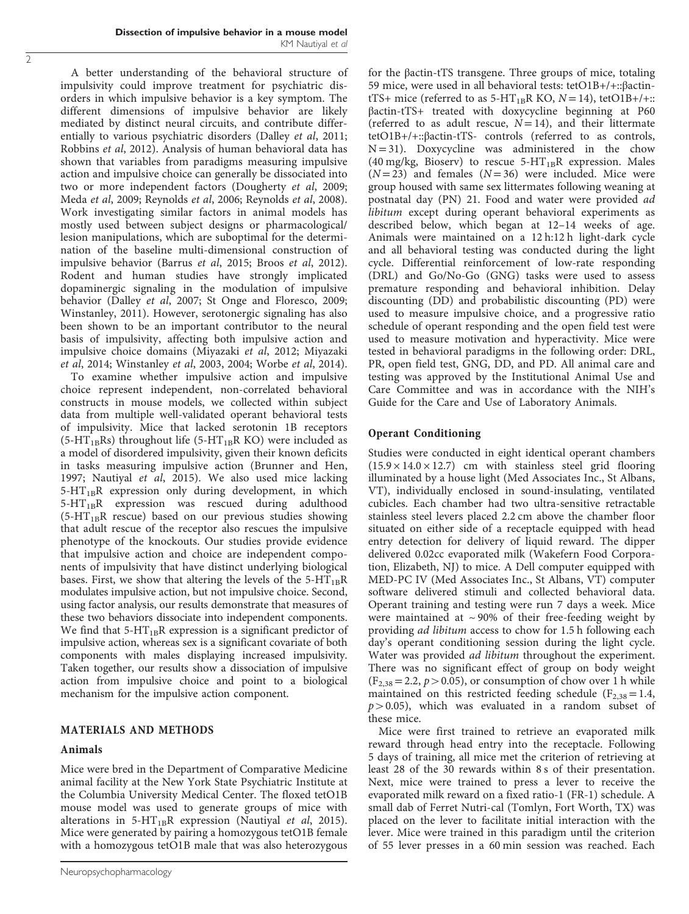A better understanding of the behavioral structure of impulsivity could improve treatment for psychiatric disorders in which impulsive behavior is a key symptom. The different dimensions of impulsive behavior are likely mediated by distinct neural circuits, and contribute differentially to various psychiatric disorders (Dalley *et al*, 2011; Robbins *et al*, 2012). Analysis of human behavioral data has shown that variables from paradigms measuring impulsive action and impulsive choice can generally be dissociated into two or more independent factors (Dougherty *et al*, 2009; Meda *et al*, 2009; Reynolds *et al*, 2006; Reynolds *et al*, 2008). Work investigating similar factors in animal models has mostly used between subject designs or pharmacological/lesion manipulations, which are suboptimal for the determination of the baseline multi-dimensional construction of impulsive behavior (Barrus *et al*, 2015; Broos *et al*, 2012). Rodent and human studies have strongly implicated dopaminergic signaling in the modulation of impulsive behavior (Dalley *et al*, 2007; St Onge and Floresco, 2009; Winstanley, 2011). However, serotonergic signaling has also been shown to be an important contributor to the neural basis of impulsivity, affecting both impulsive action and impulsive choice domains (Miyazaki *et al*, 2012; Miyazaki *et al*, 2014; Winstanley *et al*, 2003, 2004; Worbe *et al*, 2014).

To examine whether impulsive action and impulsive choice represent independent, non-correlated behavioral constructs in mouse models, we collected within subject data from multiple well-validated operant behavioral tests of impulsivity. Mice that lacked serotonin 1B receptors ($5\text{-HT}_{1B}$Rs) throughout life ($5\text{-HT}_{1B}$R KO) were included as a model of disordered impulsivity, given their known deficits in tasks measuring impulsive action (Brunner and Hen, 1997; Nautiyal *et al*, 2015). We also used mice lacking $5\text{-HT}_{1B}$R expression only during development, in which $5\text{-HT}_{1B}$R expression was rescued during adulthood ($5\text{-HT}_{1B}$R rescue) based on our previous studies showing that adult rescue of the receptor also rescues the impulsive phenotype of the knockouts. Our studies provide evidence that impulsive action and choice are independent components of impulsivity that have distinct underlying biological bases. First, we show that altering the levels of the $5\text{-HT}_{1B}$R modulates impulsive action, but not impulsive choice. Second, using factor analysis, our results demonstrate that measures of these two behaviors dissociate into independent components. We find that $5\text{-HT}_{1B}$R expression is a significant predictor of impulsive action, whereas sex is a significant covariate of both components with males displaying increased impulsivity. Taken together, our results show a dissociation of impulsive action from impulsive choice and point to a biological mechanism for the impulsive action component.

## MATERIALS AND METHODS

### Animals

Mice were bred in the Department of Comparative Medicine animal facility at the New York State Psychiatric Institute at the Columbia University Medical Center. The floxed tetO1B mouse model was used to generate groups of mice with alterations in $5\text{-HT}_{1B}$R expression (Nautiyal *et al*, 2015). Mice were generated by pairing a homozygous tetO1B female with a homozygous tetO1B male that was also heterozygous for the βactin-tTS transgene. Three groups of mice, totaling 59 mice, were used in all behavioral tests: tetO1B+/+::βactin-tTS+ mice (referred to as $5\text{-HT}_{1B}$R KO, $N = 14$), tetO1B+/+::βactin-tTS+ treated with doxycycline beginning at P60 (referred to as adult rescue, $N = 14$), and their littermate tetO1B+/+::βactin-tTS- controls (referred to as controls, $N = 31$). Doxycycline was administered in the chow (40 mg/kg, Bioserv) to rescue $5\text{-HT}_{1B}$R expression. Males ($N = 23$) and females ($N = 36$) were included. Mice were group housed with same sex littermates following weaning at postnatal day (PN) 21. Food and water were provided *ad libitum* except during operant behavioral experiments as described below, which began at 12–14 weeks of age. Animals were maintained on a 12 h:12 h light-dark cycle and all behavioral testing was conducted during the light cycle. Differential reinforcement of low-rate responding (DRL) and Go/No-Go (GNG) tasks were used to assess premature responding and behavioral inhibition. Delay discounting (DD) and probabilistic discounting (PD) were used to measure impulsive choice, and a progressive ratio schedule of operant responding and the open field test were used to measure motivation and hyperactivity. Mice were tested in behavioral paradigms in the following order: DRL, PR, open field test, GNG, DD, and PD. All animal care and testing was approved by the Institutional Animal Use and Care Committee and was in accordance with the NIH's Guide for the Care and Use of Laboratory Animals.

### Operant Conditioning

Studies were conducted in eight identical operant chambers (15.9 × 14.0 × 12.7) cm with stainless steel grid flooring illuminated by a house light (Med Associates Inc., St Albans, VT), individually enclosed in sound-insulating, ventilated cubicles. Each chamber had two ultra-sensitive retractable stainless steel levers placed 2.2 cm above the chamber floor situated on either side of a receptacle equipped with head entry detection for delivery of liquid reward. The dipper delivered 0.02cc evaporated milk (Wakefern Food Corporation, Elizabeth, NJ) to mice. A Dell computer equipped with MED-PC IV (Med Associates Inc., St Albans, VT) computer software delivered stimuli and collected behavioral data. Operant training and testing were run 7 days a week. Mice were maintained at ~90% of their free-feeding weight by providing *ad libitum* access to chow for 1.5 h following each day's operant conditioning session during the light cycle. Water was provided *ad libitum* throughout the experiment. There was no significant effect of group on body weight ($F_{2,38} = 2.2$, $p > 0.05$), or consumption of chow over 1 h while maintained on this restricted feeding schedule ($F_{2,38} = 1.4$, $p > 0.05$), which was evaluated in a random subset of these mice.

Mice were first trained to retrieve an evaporated milk reward through head entry into the receptacle. Following 5 days of training, all mice met the criterion of retrieving at least 28 of the 30 rewards within 8 s of their presentation. Next, mice were trained to press a lever to receive the evaporated milk reward on a fixed ratio-1 (FR-1) schedule. A small dab of Ferret Nutri-cal (Tomlyn, Fort Worth, TX) was placed on the lever to facilitate initial interaction with the lever. Mice were trained in this paradigm until the criterion of 55 lever presses in a 60 min session was reached. Each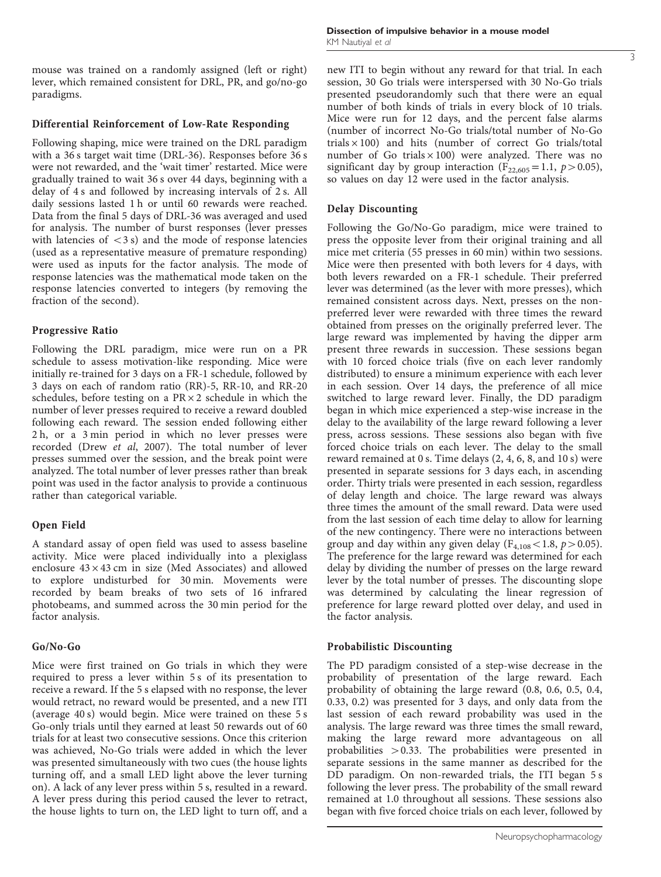mouse was trained on a randomly assigned (left or right) lever, which remained consistent for DRL, PR, and go/no-go paradigms.

### Differential Reinforcement of Low-Rate Responding

Following shaping, mice were trained on the DRL paradigm with a 36 s target wait time (DRL-36). Responses before 36 s were not rewarded, and the 'wait timer' restarted. Mice were gradually trained to wait 36 s over 44 days, beginning with a delay of 4 s and followed by increasing intervals of 2 s. All daily sessions lasted 1 h or until 60 rewards were reached. Data from the final 5 days of DRL-36 was averaged and used for analysis. The number of burst responses (lever presses with latencies of $<3$ s) and the mode of response latencies (used as a representative measure of premature responding) were used as inputs for the factor analysis. The mode of response latencies was the mathematical mode taken on the response latencies converted to integers (by removing the fraction of the second).

### Progressive Ratio

Following the DRL paradigm, mice were run on a PR schedule to assess motivation-like responding. Mice were initially re-trained for 3 days on a FR-1 schedule, followed by 3 days on each of random ratio (RR)-5, RR-10, and RR-20 schedules, before testing on a PR $\times$ 2 schedule in which the number of lever presses required to receive a reward doubled following each reward. The session ended following either 2 h, or a 3 min period in which no lever presses were recorded (Drew *et al*, 2007). The total number of lever presses summed over the session, and the break point were analyzed. The total number of lever presses rather than break point was used in the factor analysis to provide a continuous rather than categorical variable.

### Open Field

A standard assay of open field was used to assess baseline activity. Mice were placed individually into a plexiglass enclosure $43 \times 43$ cm in size (Med Associates) and allowed to explore undisturbed for 30 min. Movements were recorded by beam breaks of two sets of 16 infrared photobeams, and summed across the 30 min period for the factor analysis.

### Go/No-Go

Mice were first trained on Go trials in which they were required to press a lever within 5 s of its presentation to receive a reward. If the 5 s elapsed with no response, the lever would retract, no reward would be presented, and a new ITI (average 40 s) would begin. Mice were trained on these 5 s Go-only trials until they earned at least 50 rewards out of 60 trials for at least two consecutive sessions. Once this criterion was achieved, No-Go trials were added in which the lever was presented simultaneously with two cues (the house lights turning off, and a small LED light above the lever turning on). A lack of any lever press within 5 s, resulted in a reward. A lever press during this period caused the lever to retract, the house lights to turn on, the LED light to turn off, and a new ITI to begin without any reward for that trial. In each session, 30 Go trials were interspersed with 30 No-Go trials presented pseudorandomly such that there were an equal number of both kinds of trials in every block of 10 trials. Mice were run for 12 days, and the percent false alarms (number of incorrect No-Go trials/total number of No-Go trials $\times$ 100) and hits (number of correct Go trials/total number of Go trials $\times$ 100) were analyzed. There was no significant day by group interaction ($F_{22,605} = 1.1$, $p > 0.05$), so values on day 12 were used in the factor analysis.

### Delay Discounting

Following the Go/No-Go paradigm, mice were trained to press the opposite lever from their original training and all mice met criteria (55 presses in 60 min) within two sessions. Mice were then presented with both levers for 4 days, with both levers rewarded on a FR-1 schedule. Their preferred lever was determined (as the lever with more presses), which remained consistent across days. Next, presses on the non-preferred lever were rewarded with three times the reward obtained from presses on the originally preferred lever. The large reward was implemented by having the dipper arm present three rewards in succession. These sessions began with 10 forced choice trials (five on each lever randomly distributed) to ensure a minimum experience with each lever in each session. Over 14 days, the preference of all mice switched to large reward lever. Finally, the DD paradigm began in which mice experienced a step-wise increase in the delay to the availability of the large reward following a lever press, across sessions. These sessions also began with five forced choice trials on each lever. The delay to the small reward remained at 0 s. Time delays (2, 4, 6, 8, and 10 s) were presented in separate sessions for 3 days each, in ascending order. Thirty trials were presented in each session, regardless of delay length and choice. The large reward was always three times the amount of the small reward. Data were used from the last session of each time delay to allow for learning of the new contingency. There were no interactions between group and day within any given delay ($F_{4,108} < 1.8$, $p > 0.05$). The preference for the large reward was determined for each delay by dividing the number of presses on the large reward lever by the total number of presses. The discounting slope was determined by calculating the linear regression of preference for large reward plotted over delay, and used in the factor analysis.

### Probabilistic Discounting

The PD paradigm consisted of a step-wise decrease in the probability of presentation of the large reward. Each probability of obtaining the large reward (0.8, 0.6, 0.5, 0.4, 0.33, 0.2) was presented for 3 days, and only data from the last session of each reward probability was used in the analysis. The large reward was three times the small reward, making the large reward more advantageous on all probabilities $> 0.33$. The probabilities were presented in separate sessions in the same manner as described for the DD paradigm. On non-rewarded trials, the ITI began 5 s following the lever press. The probability of the small reward remained at 1.0 throughout all sessions. These sessions also began with five forced choice trials on each lever, followed by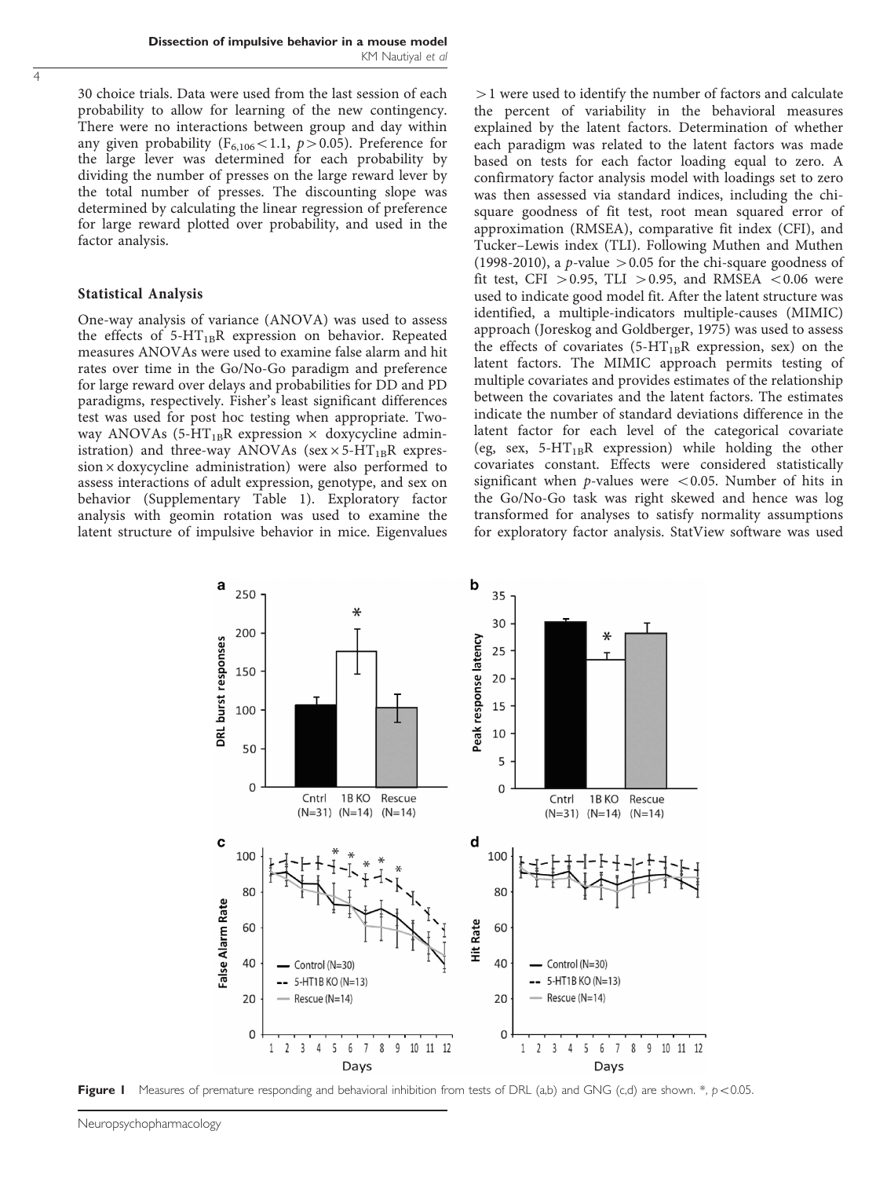30 choice trials. Data were used from the last session of each probability to allow for learning of the new contingency. There were no interactions between group and day within any given probability ($F_{6,106} < 1.1$, $p > 0.05$). Preference for the large lever was determined for each probability by dividing the number of presses on the large reward lever by the total number of presses. The discounting slope was determined by calculating the linear regression of preference for large reward plotted over probability, and used in the factor analysis.

### Statistical Analysis

One-way analysis of variance (ANOVA) was used to assess the effects of 5-$HT_{1B}$R expression on behavior. Repeated measures ANOVAs were used to examine false alarm and hit rates over time in the Go/No-Go paradigm and preference for large reward over delays and probabilities for DD and PD paradigms, respectively. Fisher's least significant differences test was used for post hoc testing when appropriate. Two-way ANOVAs (5-$HT_{1B}$R expression $\times$ doxycycline administration) and three-way ANOVAs (sex $\times$ 5-$HT_{1B}$R expression $\times$ doxycycline administration) were also performed to assess interactions of adult expression, genotype, and sex on behavior (Supplementary Table 1). Exploratory factor analysis with geomin rotation was used to examine the latent structure of impulsive behavior in mice. Eigenvalues $> 1$ were used to identify the number of factors and calculate the percent of variability in the behavioral measures explained by the latent factors. Determination of whether each paradigm was related to the latent factors was made based on tests for each factor loading equal to zero. A confirmatory factor analysis model with loadings set to zero was then assessed via standard indices, including the chi-square goodness of fit test, root mean squared error of approximation (RMSEA), comparative fit index (CFI), and Tucker–Lewis index (TLI). Following Muthen and Muthen (1998-2010), a $p$-value $> 0.05$ for the chi-square goodness of fit test, CFI $> 0.95$, TLI $> 0.95$, and RMSEA $< 0.06$ were used to indicate good model fit. After the latent structure was identified, a multiple-indicators multiple-causes (MIMIC) approach (Joreskog and Goldberger, 1975) was used to assess the effects of covariates (5-$HT_{1B}$R expression, sex) on the latent factors. The MIMIC approach permits testing of multiple covariates and provides estimates of the relationship between the covariates and the latent factors. The estimates indicate the number of standard deviations difference in the latent factor for each level of the categorical covariate (eg, sex, 5-$HT_{1B}$R expression) while holding the other covariates constant. Effects were considered statistically significant when $p$-values were $< 0.05$. Number of hits in the Go/No-Go task was right skewed and hence was log transformed for analyses to satisfy normality assumptions for exploratory factor analysis. StatView software was used

**Figure 1** Measures of premature responding and behavioral inhibition from tests of DRL (a,b) and GNG (c,d) are shown. *, $p < 0.05$.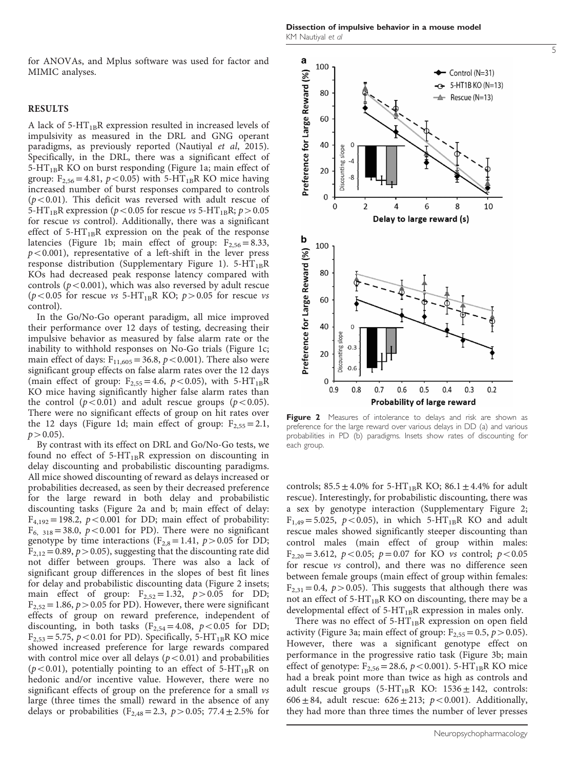for ANOVAs, and Mplus software was used for factor and MIMIC analyses.

## RESULTS

A lack of 5-$HT_{1B}$R expression resulted in increased levels of impulsivity as measured in the DRL and GNG operant paradigms, as previously reported (Nautiyal *et al*, 2015). Specifically, in the DRL, there was a significant effect of 5-$HT_{1B}$R KO on burst responding (Figure 1a; main effect of group: $F_{2,56} = 4.81$, $p < 0.05$) with 5-$HT_{1B}$R KO mice having increased number of burst responses compared to controls ($p < 0.01$). This deficit was reversed with adult rescue of 5-$HT_{1B}$R expression ($p < 0.05$ for rescue *vs* 5-$HT_{1B}$R; $p > 0.05$ for rescue *vs* control). Additionally, there was a significant effect of 5-$HT_{1B}$R expression on the peak of the response latencies (Figure 1b; main effect of group: $F_{2,56} = 8.33$, $p < 0.001$), representative of a left-shift in the lever press response distribution (Supplementary Figure 1). 5-$HT_{1B}$R KOs had decreased peak response latency compared with controls ($p < 0.001$), which was also reversed by adult rescue ($p < 0.05$ for rescue *vs* 5-$HT_{1B}$R KO; $p > 0.05$ for rescue *vs* control).

In the Go/No-Go operant paradigm, all mice improved their performance over 12 days of testing, decreasing their impulsive behavior as measured by false alarm rate or the inability to withhold responses on No-Go trials (Figure 1c; main effect of days: $F_{11,605} = 36.8$, $p < 0.001$). There also were significant group effects on false alarm rates over the 12 days (main effect of group: $F_{2,55} = 4.6$, $p < 0.05$), with 5-$HT_{1B}$R KO mice having significantly higher false alarm rates than the control ($p < 0.01$) and adult rescue groups ($p < 0.05$). There were no significant effects of group on hit rates over the 12 days (Figure 1d; main effect of group: $F_{2,55} = 2.1$, $p > 0.05$).

By contrast with its effect on DRL and Go/No-Go tests, we found no effect of 5-$HT_{1B}$R expression on discounting in delay discounting and probabilistic discounting paradigms. All mice showed discounting of reward as delays increased or probabilities decreased, as seen by their decreased preference for the large reward in both delay and probabilistic discounting tasks (Figure 2a and b; main effect of delay: $F_{4,192} = 198.2$, $p < 0.001$ for DD; main effect of probability: $F_{6,\ 318} = 38.0$, $p < 0.001$ for PD). There were no significant genotype by time interactions ($F_{2,8} = 1.41$, $p > 0.05$ for DD; $F_{2,12} = 0.89$, $p > 0.05$), suggesting that the discounting rate did not differ between groups. There was also a lack of significant group differences in the slopes of best fit lines for delay and probabilistic discounting data (Figure 2 insets; main effect of group: $F_{2,52} = 1.32$, $p > 0.05$ for DD; $F_{2,52} = 1.86$, $p > 0.05$ for PD). However, there were significant effects of group on reward preference, independent of discounting, in both tasks ($F_{2,54} = 4.08$, $p < 0.05$ for DD; $F_{2,53} = 5.75$, $p < 0.01$ for PD). Specifically, 5-$HT_{1B}$R KO mice showed increased preference for large rewards compared with control mice over all delays ($p < 0.01$) and probabilities ($p < 0.01$), potentially pointing to an effect of 5-$HT_{1B}$R on hedonic and/or incentive value. However, there were no significant effects of group on the preference for a small *vs* large (three times the small) reward in the absence of any delays or probabilities ($F_{2,48} = 2.3$, $p > 0.05$; $77.4 \pm 2.5\%$ for controls; $85.5 \pm 4.0\%$ for 5-$HT_{1B}$R KO; $86.1 \pm 4.4\%$ for adult rescue). Interestingly, for probabilistic discounting, there was a sex by genotype interaction (Supplementary Figure 2; $F_{1,49} = 5.025$, $p < 0.05$), in which 5-$HT_{1B}$R KO and adult rescue males showed significantly steeper discounting than control males (main effect of group within males: $F_{2,20} = 3.612$, $p < 0.05$; $p = 0.07$ for KO *vs* control; $p < 0.05$ for rescue *vs* control), and there was no difference seen between female groups (main effect of group within females: $F_{2,31} = 0.4$, $p > 0.05$). This suggests that although there was not an effect of 5-$HT_{1B}$R KO on discounting, there may be a developmental effect of 5-$HT_{1B}$R expression in males only.

There was no effect of 5-$HT_{1B}$R expression on open field activity (Figure 3a; main effect of group: $F_{2,55} = 0.5$, $p > 0.05$). However, there was a significant genotype effect on performance in the progressive ratio task (Figure 3b; main effect of genotype: $F_{2,56} = 28.6$, $p < 0.001$). 5-$HT_{1B}$R KO mice had a break point more than twice as high as controls and adult rescue groups (5-$HT_{1B}$R KO: $1536 \pm 142$, controls: $606 \pm 84$, adult rescue: $626 \pm 213$; $p < 0.001$). Additionally, they had more than three times the number of lever presses

**Figure 2** Measures of intolerance to delays and risk are shown as preference for the large reward over various delays in DD (a) and various probabilities in PD (b) paradigms. Insets show rates of discounting for each group.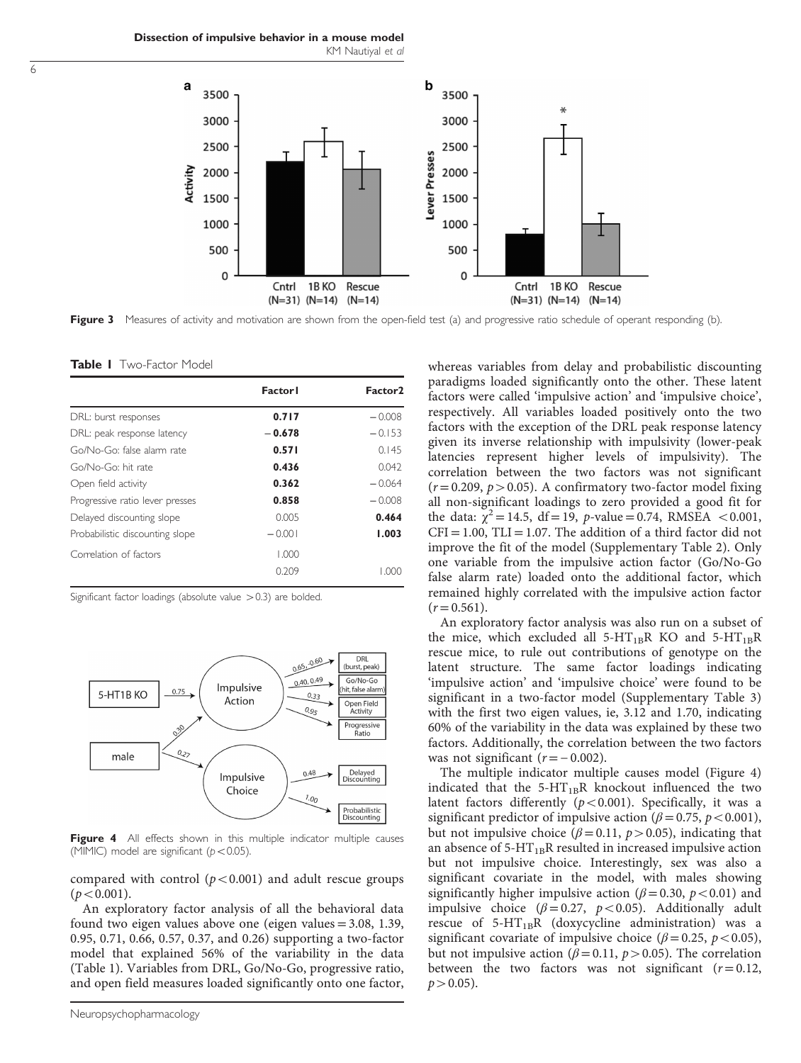Figure 3 Measures of activity and motivation are shown from the open-field test (a) and progressive ratio schedule of operant responding (b).

**Table 1** Two-Factor Model

| | Factor1 | Factor2 |
|---|---|---|
| DRL: burst responses | **0.717** | −0.008 |
| DRL: peak response latency | **−0.678** | −0.153 |
| Go/No-Go: false alarm rate | **0.571** | 0.145 |
| Go/No-Go: hit rate | **0.436** | 0.042 |
| Open field activity | **0.362** | −0.064 |
| Progressive ratio lever presses | **0.858** | −0.008 |
| Delayed discounting slope | 0.005 | **0.464** |
| Probabilistic discounting slope | −0.001 | **1.003** |
| Correlation of factors | 1.000 | |
| | 0.209 | 1.000 |

Significant factor loadings (absolute value >0.3) are bolded.

Figure 4 All effects shown in this multiple indicator multiple causes (MIMIC) model are significant ($p<0.05$).

compared with control ($p<0.001$) and adult rescue groups ($p<0.001$).

An exploratory factor analysis of all the behavioral data found two eigen values above one (eigen values = 3.08, 1.39, 0.95, 0.71, 0.66, 0.57, 0.37, and 0.26) supporting a two-factor model that explained 56% of the variability in the data (Table 1). Variables from DRL, Go/No-Go, progressive ratio, and open field measures loaded significantly onto one factor, whereas variables from delay and probabilistic discounting paradigms loaded significantly onto the other. These latent factors were called 'impulsive action' and 'impulsive choice', respectively. All variables loaded positively onto the two factors with the exception of the DRL peak response latency given its inverse relationship with impulsivity (lower-peak latencies represent higher levels of impulsivity). The correlation between the two factors was not significant ($r=0.209$, $p>0.05$). A confirmatory two-factor model fixing all non-significant loadings to zero provided a good fit for the data: $\chi^2=14.5$, df = 19, $p$-value = 0.74, RMSEA <0.001, CFI = 1.00, TLI = 1.07. The addition of a third factor did not improve the fit of the model (Supplementary Table 2). Only one variable from the impulsive action factor (Go/No-Go false alarm rate) loaded onto the additional factor, which remained highly correlated with the impulsive action factor ($r=0.561$).

An exploratory factor analysis was also run on a subset of the mice, which excluded all 5-$HT_{1B}$R KO and 5-$HT_{1B}$R rescue mice, to rule out contributions of genotype on the latent structure. The same factor loadings indicating 'impulsive action' and 'impulsive choice' were found to be significant in a two-factor model (Supplementary Table 3) with the first two eigen values, ie, 3.12 and 1.70, indicating 60% of the variability in the data was explained by these two factors. Additionally, the correlation between the two factors was not significant ($r=-0.002$).

The multiple indicator multiple causes model (Figure 4) indicated that the 5-$HT_{1B}$R knockout influenced the two latent factors differently ($p<0.001$). Specifically, it was a significant predictor of impulsive action ($\beta=0.75$, $p<0.001$), but not impulsive choice ($\beta=0.11$, $p>0.05$), indicating that an absence of 5-$HT_{1B}$R resulted in increased impulsive action but not impulsive choice. Interestingly, sex was also a significant covariate in the model, with males showing significantly higher impulsive action ($\beta=0.30$, $p<0.01$) and impulsive choice ($\beta=0.27$, $p<0.05$). Additionally adult rescue of 5-$HT_{1B}$R (doxycycline administration) was a significant covariate of impulsive choice ($\beta=0.25$, $p<0.05$), but not impulsive action ($\beta=0.11$, $p>0.05$). The correlation between the two factors was not significant ($r=0.12$, $p>0.05$).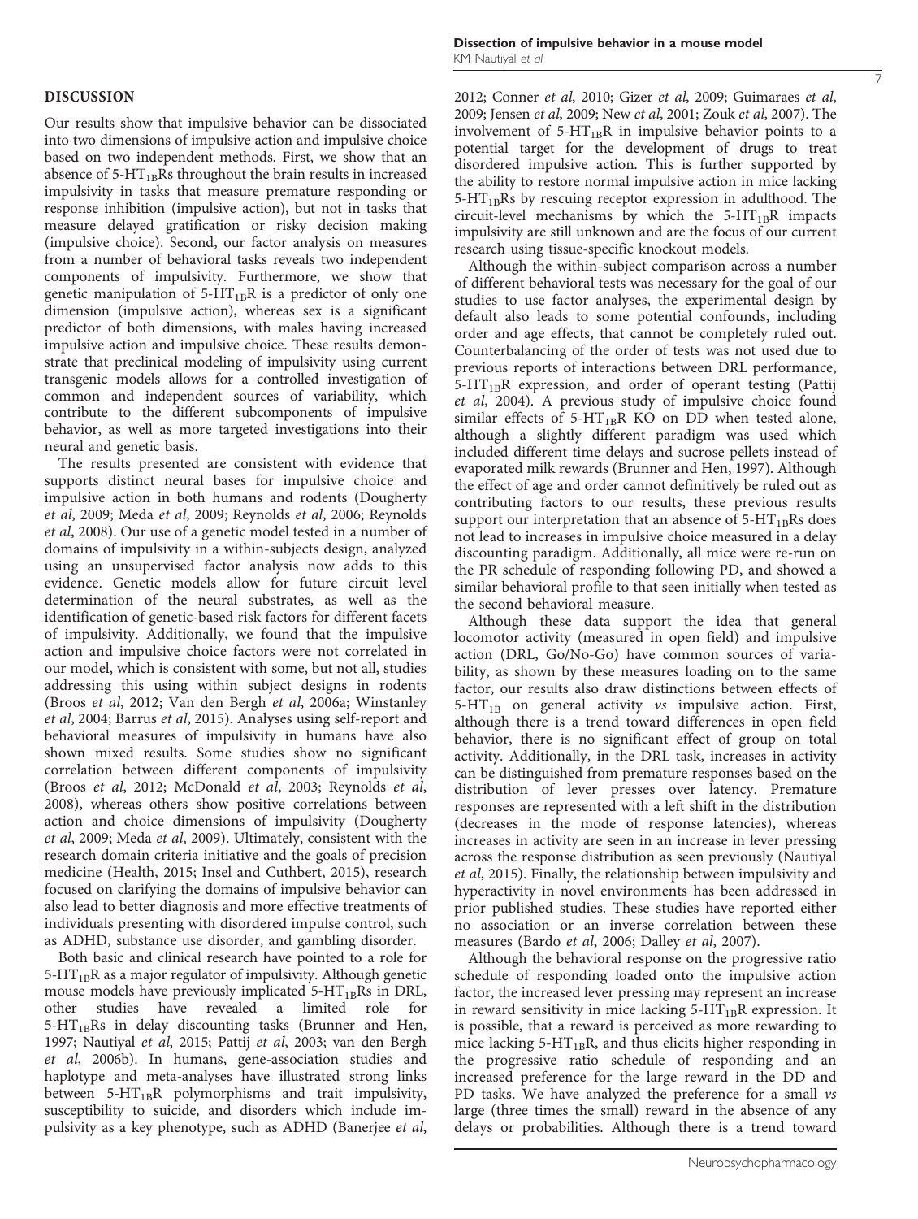## DISCUSSION

Our results show that impulsive behavior can be dissociated into two dimensions of impulsive action and impulsive choice based on two independent methods. First, we show that an absence of 5-$HT_{1B}$Rs throughout the brain results in increased impulsivity in tasks that measure premature responding or response inhibition (impulsive action), but not in tasks that measure delayed gratification or risky decision making (impulsive choice). Second, our factor analysis on measures from a number of behavioral tasks reveals two independent components of impulsivity. Furthermore, we show that genetic manipulation of 5-$HT_{1B}$R is a predictor of only one dimension (impulsive action), whereas sex is a significant predictor of both dimensions, with males having increased impulsive action and impulsive choice. These results demonstrate that preclinical modeling of impulsivity using current transgenic models allows for a controlled investigation of common and independent sources of variability, which contribute to the different subcomponents of impulsive behavior, as well as more targeted investigations into their neural and genetic basis.

The results presented are consistent with evidence that supports distinct neural bases for impulsive choice and impulsive action in both humans and rodents (Dougherty *et al*, 2009; Meda *et al*, 2009; Reynolds *et al*, 2006; Reynolds *et al*, 2008). Our use of a genetic model tested in a number of domains of impulsivity in a within-subjects design, analyzed using an unsupervised factor analysis now adds to this evidence. Genetic models allow for future circuit level determination of the neural substrates, as well as the identification of genetic-based risk factors for different facets of impulsivity. Additionally, we found that the impulsive action and impulsive choice factors were not correlated in our model, which is consistent with some, but not all, studies addressing this using within subject designs in rodents (Broos *et al*, 2012; Van den Bergh *et al*, 2006a; Winstanley *et al*, 2004; Barrus *et al*, 2015). Analyses using self-report and behavioral measures of impulsivity in humans have also shown mixed results. Some studies show no significant correlation between different components of impulsivity (Broos *et al*, 2012; McDonald *et al*, 2003; Reynolds *et al*, 2008), whereas others show positive correlations between action and choice dimensions of impulsivity (Dougherty *et al*, 2009; Meda *et al*, 2009). Ultimately, consistent with the research domain criteria initiative and the goals of precision medicine (Health, 2015; Insel and Cuthbert, 2015), research focused on clarifying the domains of impulsive behavior can also lead to better diagnosis and more effective treatments of individuals presenting with disordered impulse control, such as ADHD, substance use disorder, and gambling disorder.

Both basic and clinical research have pointed to a role for 5-$HT_{1B}$R as a major regulator of impulsivity. Although genetic mouse models have previously implicated 5-$HT_{1B}$Rs in DRL, other studies have revealed a limited role for 5-$HT_{1B}$Rs in delay discounting tasks (Brunner and Hen, 1997; Nautiyal *et al*, 2015; Pattij *et al*, 2003; van den Bergh *et al*, 2006b). In humans, gene-association studies and haplotype and meta-analyses have illustrated strong links between 5-$HT_{1B}$R polymorphisms and trait impulsivity, susceptibility to suicide, and disorders which include impulsivity as a key phenotype, such as ADHD (Banerjee *et al*, 2012; Conner *et al*, 2010; Gizer *et al*, 2009; Guimaraes *et al*, 2009; Jensen *et al*, 2009; New *et al*, 2001; Zouk *et al*, 2007). The involvement of 5-$HT_{1B}$R in impulsive behavior points to a potential target for the development of drugs to treat disordered impulsive action. This is further supported by the ability to restore normal impulsive action in mice lacking 5-$HT_{1B}$Rs by rescuing receptor expression in adulthood. The circuit-level mechanisms by which the 5-$HT_{1B}$R impacts impulsivity are still unknown and are the focus of our current research using tissue-specific knockout models.

Although the within-subject comparison across a number of different behavioral tests was necessary for the goal of our studies to use factor analyses, the experimental design by default also leads to some potential confounds, including order and age effects, that cannot be completely ruled out. Counterbalancing of the order of tests was not used due to previous reports of interactions between DRL performance, 5-$HT_{1B}$R expression, and order of operant testing (Pattij *et al*, 2004). A previous study of impulsive choice found similar effects of 5-$HT_{1B}$R KO on DD when tested alone, although a slightly different paradigm was used which included different time delays and sucrose pellets instead of evaporated milk rewards (Brunner and Hen, 1997). Although the effect of age and order cannot definitively be ruled out as contributing factors to our results, these previous results support our interpretation that an absence of 5-$HT_{1B}$Rs does not lead to increases in impulsive choice measured in a delay discounting paradigm. Additionally, all mice were re-run on the PR schedule of responding following PD, and showed a similar behavioral profile to that seen initially when tested as the second behavioral measure.

Although these data support the idea that general locomotor activity (measured in open field) and impulsive action (DRL, Go/No-Go) have common sources of variability, as shown by these measures loading on to the same factor, our results also draw distinctions between effects of 5-$HT_{1B}$ on general activity *vs* impulsive action. First, although there is a trend toward differences in open field behavior, there is no significant effect of group on total activity. Additionally, in the DRL task, increases in activity can be distinguished from premature responses based on the distribution of lever presses over latency. Premature responses are represented with a left shift in the distribution (decreases in the mode of response latencies), whereas increases in activity are seen in an increase in lever pressing across the response distribution as seen previously (Nautiyal *et al*, 2015). Finally, the relationship between impulsivity and hyperactivity in novel environments has been addressed in prior published studies. These studies have reported either no association or an inverse correlation between these measures (Bardo *et al*, 2006; Dalley *et al*, 2007).

Although the behavioral response on the progressive ratio schedule of responding loaded onto the impulsive action factor, the increased lever pressing may represent an increase in reward sensitivity in mice lacking 5-$HT_{1B}$R expression. It is possible, that a reward is perceived as more rewarding to mice lacking 5-$HT_{1B}$R, and thus elicits higher responding in the progressive ratio schedule of responding and an increased preference for the large reward in the DD and PD tasks. We have analyzed the preference for a small *vs* large (three times the small) reward in the absence of any delays or probabilities. Although there is a trend toward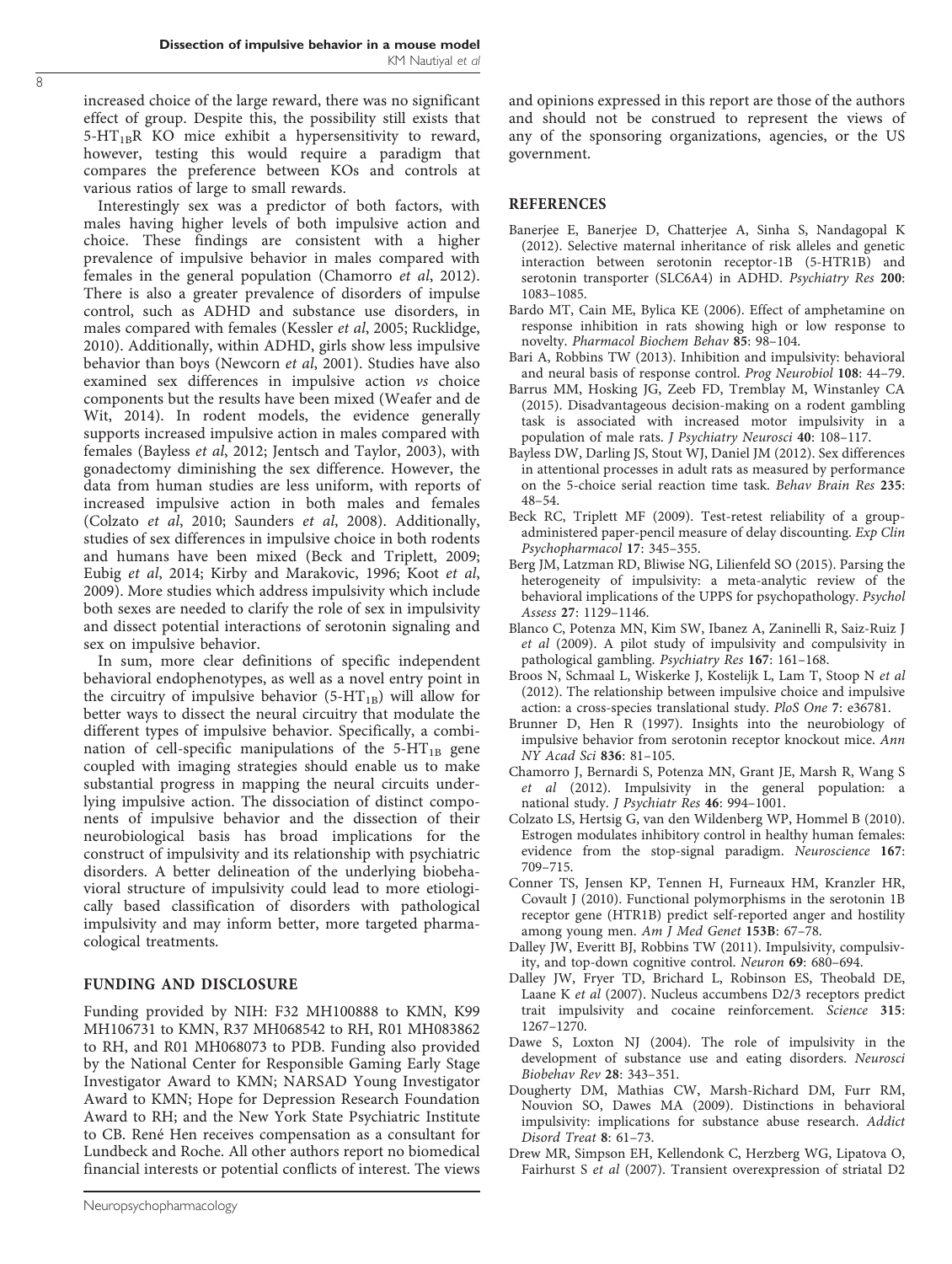increased choice of the large reward, there was no significant effect of group. Despite this, the possibility still exists that $5\text{-HT}_{1B}$R KO mice exhibit a hypersensitivity to reward, however, testing this would require a paradigm that compares the preference between KOs and controls at various ratios of large to small rewards.

Interestingly sex was a predictor of both factors, with males having higher levels of both impulsive action and choice. These findings are consistent with a higher prevalence of impulsive behavior in males compared with females in the general population (Chamorro *et al*, 2012). There is also a greater prevalence of disorders of impulse control, such as ADHD and substance use disorders, in males compared with females (Kessler *et al*, 2005; Rucklidge, 2010). Additionally, within ADHD, girls show less impulsive behavior than boys (Newcorn *et al*, 2001). Studies have also examined sex differences in impulsive action *vs* choice components but the results have been mixed (Weafer and de Wit, 2014). In rodent models, the evidence generally supports increased impulsive action in males compared with females (Bayless *et al*, 2012; Jentsch and Taylor, 2003), with gonadectomy diminishing the sex difference. However, the data from human studies are less uniform, with reports of increased impulsive action in both males and females (Colzato *et al*, 2010; Saunders *et al*, 2008). Additionally, studies of sex differences in impulsive choice in both rodents and humans have been mixed (Beck and Triplett, 2009; Eubig *et al*, 2014; Kirby and Marakovic, 1996; Koot *et al*, 2009). More studies which address impulsivity which include both sexes are needed to clarify the role of sex in impulsivity and dissect potential interactions of serotonin signaling and sex on impulsive behavior.

In sum, more clear definitions of specific independent behavioral endophenotypes, as well as a novel entry point in the circuitry of impulsive behavior ($5\text{-HT}_{1B}$) will allow for better ways to dissect the neural circuitry that modulate the different types of impulsive behavior. Specifically, a combination of cell-specific manipulations of the $5\text{-HT}_{1B}$ gene coupled with imaging strategies should enable us to make substantial progress in mapping the neural circuits underlying impulsive action. The dissociation of distinct components of impulsive behavior and the dissection of their neurobiological basis has broad implications for the construct of impulsivity and its relationship with psychiatric disorders. A better delineation of the underlying biobehavioral structure of impulsivity could lead to more etiologically based classification of disorders with pathological impulsivity and may inform better, more targeted pharmacological treatments.

## FUNDING AND DISCLOSURE

Funding provided by NIH: F32 MH100888 to KMN, K99 MH106731 to KMN, R37 MH068542 to RH, R01 MH083862 to RH, and R01 MH068073 to PDB. Funding also provided by the National Center for Responsible Gaming Early Stage Investigator Award to KMN; NARSAD Young Investigator Award to KMN; Hope for Depression Research Foundation Award to RH; and the New York State Psychiatric Institute to CB. René Hen receives compensation as a consultant for Lundbeck and Roche. All other authors report no biomedical financial interests or potential conflicts of interest. The views and opinions expressed in this report are those of the authors and should not be construed to represent the views of any of the sponsoring organizations, agencies, or the US government.

## REFERENCES

Banerjee E, Banerjee D, Chatterjee A, Sinha S, Nandagopal K (2012). Selective maternal inheritance of risk alleles and genetic interaction between serotonin receptor-1B (5-HTR1B) and serotonin transporter (SLC6A4) in ADHD. *Psychiatry Res* **200**: 1083–1085.

Bardo MT, Cain ME, Bylica KE (2006). Effect of amphetamine on response inhibition in rats showing high or low response to novelty. *Pharmacol Biochem Behav* **85**: 98–104.

Bari A, Robbins TW (2013). Inhibition and impulsivity: behavioral and neural basis of response control. *Prog Neurobiol* **108**: 44–79.

Barrus MM, Hosking JG, Zeeb FD, Tremblay M, Winstanley CA (2015). Disadvantageous decision-making on a rodent gambling task is associated with increased motor impulsivity in a population of male rats. *J Psychiatry Neurosci* **40**: 108–117.

Bayless DW, Darling JS, Stout WJ, Daniel JM (2012). Sex differences in attentional processes in adult rats as measured by performance on the 5-choice serial reaction time task. *Behav Brain Res* **235**: 48–54.

Beck RC, Triplett MF (2009). Test-retest reliability of a group-administered paper-pencil measure of delay discounting. *Exp Clin Psychopharmacol* **17**: 345–355.

Berg JM, Latzman RD, Bliwise NG, Lilienfeld SO (2015). Parsing the heterogeneity of impulsivity: a meta-analytic review of the behavioral implications of the UPPS for psychopathology. *Psychol Assess* **27**: 1129–1146.

Blanco C, Potenza MN, Kim SW, Ibanez A, Zaninelli R, Saiz-Ruiz J *et al* (2009). A pilot study of impulsivity and compulsivity in pathological gambling. *Psychiatry Res* **167**: 161–168.

Broos N, Schmaal L, Wiskerke J, Kostelijk L, Lam T, Stoop N *et al* (2012). The relationship between impulsive choice and impulsive action: a cross-species translational study. *PloS One* **7**: e36781.

Brunner D, Hen R (1997). Insights into the neurobiology of impulsive behavior from serotonin receptor knockout mice. *Ann NY Acad Sci* **836**: 81–105.

Chamorro J, Bernardi S, Potenza MN, Grant JE, Marsh R, Wang S *et al* (2012). Impulsivity in the general population: a national study. *J Psychiatr Res* **46**: 994–1001.

Colzato LS, Hertsig G, van den Wildenberg WP, Hommel B (2010). Estrogen modulates inhibitory control in healthy human females: evidence from the stop-signal paradigm. *Neuroscience* **167**: 709–715.

Conner TS, Jensen KP, Tennen H, Furneaux HM, Kranzler HR, Covault J (2010). Functional polymorphisms in the serotonin 1B receptor gene (HTR1B) predict self-reported anger and hostility among young men. *Am J Med Genet* **153B**: 67–78.

Dalley JW, Everitt BJ, Robbins TW (2011). Impulsivity, compulsivity, and top-down cognitive control. *Neuron* **69**: 680–694.

Dalley JW, Fryer TD, Brichard L, Robinson ES, Theobald DE, Laane K *et al* (2007). Nucleus accumbens D2/3 receptors predict trait impulsivity and cocaine reinforcement. *Science* **315**: 1267–1270.

Dawe S, Loxton NJ (2004). The role of impulsivity in the development of substance use and eating disorders. *Neurosci Biobehav Rev* **28**: 343–351.

Dougherty DM, Mathias CW, Marsh-Richard DM, Furr RM, Nouvion SO, Dawes MA (2009). Distinctions in behavioral impulsivity: implications for substance abuse research. *Addict Disord Treat* **8**: 61–73.

Drew MR, Simpson EH, Kellendonk C, Herzberg WG, Lipatova O, Fairhurst S *et al* (2007). Transient overexpression of striatal D2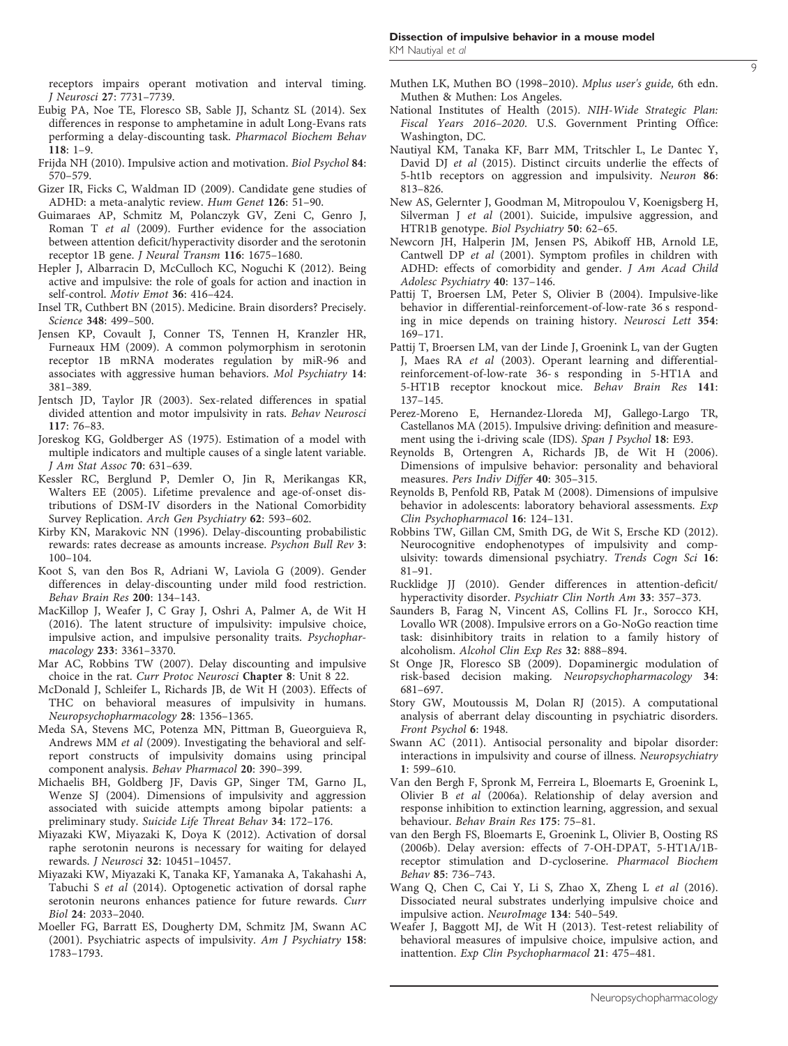receptors impairs operant motivation and interval timing. *J Neurosci* **27**: 7731–7739.

Eubig PA, Noe TE, Floresco SB, Sable JJ, Schantz SL (2014). Sex differences in response to amphetamine in adult Long-Evans rats performing a delay-discounting task. *Pharmacol Biochem Behav* **118**: 1–9.

Frijda NH (2010). Impulsive action and motivation. *Biol Psychol* **84**: 570–579.

Gizer IR, Ficks C, Waldman ID (2009). Candidate gene studies of ADHD: a meta-analytic review. *Hum Genet* **126**: 51–90.

Guimaraes AP, Schmitz M, Polanczyk GV, Zeni C, Genro J, Roman T *et al* (2009). Further evidence for the association between attention deficit/hyperactivity disorder and the serotonin receptor 1B gene. *J Neural Transm* **116**: 1675–1680.

Hepler J, Albarracin D, McCulloch KC, Noguchi K (2012). Being active and impulsive: the role of goals for action and inaction in self-control. *Motiv Emot* **36**: 416–424.

Insel TR, Cuthbert BN (2015). Medicine. Brain disorders? Precisely. *Science* **348**: 499–500.

Jensen KP, Covault J, Conner TS, Tennen H, Kranzler HR, Furneaux HM (2009). A common polymorphism in serotonin receptor 1B mRNA moderates regulation by miR-96 and associates with aggressive human behaviors. *Mol Psychiatry* **14**: 381–389.

Jentsch JD, Taylor JR (2003). Sex-related differences in spatial divided attention and motor impulsivity in rats. *Behav Neurosci* **117**: 76–83.

Joreskog KG, Goldberger AS (1975). Estimation of a model with multiple indicators and multiple causes of a single latent variable. *J Am Stat Assoc* **70**: 631–639.

Kessler RC, Berglund P, Demler O, Jin R, Merikangas KR, Walters EE (2005). Lifetime prevalence and age-of-onset distributions of DSM-IV disorders in the National Comorbidity Survey Replication. *Arch Gen Psychiatry* **62**: 593–602.

Kirby KN, Marakovic NN (1996). Delay-discounting probabilistic rewards: rates decrease as amounts increase. *Psychon Bull Rev* **3**: 100–104.

Koot S, van den Bos R, Adriani W, Laviola G (2009). Gender differences in delay-discounting under mild food restriction. *Behav Brain Res* **200**: 134–143.

MacKillop J, Weafer J, C Gray J, Oshri A, Palmer A, de Wit H (2016). The latent structure of impulsivity: impulsive choice, impulsive action, and impulsive personality traits. *Psychopharmacology* **233**: 3361–3370.

Mar AC, Robbins TW (2007). Delay discounting and impulsive choice in the rat. *Curr Protoc Neurosci* **Chapter 8**: Unit 8 22.

McDonald J, Schleifer L, Richards JB, de Wit H (2003). Effects of THC on behavioral measures of impulsivity in humans. *Neuropsychopharmacology* **28**: 1356–1365.

Meda SA, Stevens MC, Potenza MN, Pittman B, Gueorguieva R, Andrews MM *et al* (2009). Investigating the behavioral and self-report constructs of impulsivity domains using principal component analysis. *Behav Pharmacol* **20**: 390–399.

Michaelis BH, Goldberg JF, Davis GP, Singer TM, Garno JL, Wenze SJ (2004). Dimensions of impulsivity and aggression associated with suicide attempts among bipolar patients: a preliminary study. *Suicide Life Threat Behav* **34**: 172–176.

Miyazaki KW, Miyazaki K, Doya K (2012). Activation of dorsal raphe serotonin neurons is necessary for waiting for delayed rewards. *J Neurosci* **32**: 10451–10457.

Miyazaki KW, Miyazaki K, Tanaka KF, Yamanaka A, Takahashi A, Tabuchi S *et al* (2014). Optogenetic activation of dorsal raphe serotonin neurons enhances patience for future rewards. *Curr Biol* **24**: 2033–2040.

Moeller FG, Barratt ES, Dougherty DM, Schmitz JM, Swann AC (2001). Psychiatric aspects of impulsivity. *Am J Psychiatry* **158**: 1783–1793.

Muthen LK, Muthen BO (1998–2010). *Mplus user's guide,* 6th edn. Muthen & Muthen: Los Angeles.

National Institutes of Health (2015). *NIH-Wide Strategic Plan: Fiscal Years 2016–2020*. U.S. Government Printing Office: Washington, DC.

Nautiyal KM, Tanaka KF, Barr MM, Tritschler L, Le Dantec Y, David DJ *et al* (2015). Distinct circuits underlie the effects of 5-ht1b receptors on aggression and impulsivity. *Neuron* **86**: 813–826.

New AS, Gelernter J, Goodman M, Mitropoulou V, Koenigsberg H, Silverman J *et al* (2001). Suicide, impulsive aggression, and HTR1B genotype. *Biol Psychiatry* **50**: 62–65.

Newcorn JH, Halperin JM, Jensen PS, Abikoff HB, Arnold LE, Cantwell DP *et al* (2001). Symptom profiles in children with ADHD: effects of comorbidity and gender. *J Am Acad Child Adolesc Psychiatry* **40**: 137–146.

Pattij T, Broersen LM, Peter S, Olivier B (2004). Impulsive-like behavior in differential-reinforcement-of-low-rate 36 s responding in mice depends on training history. *Neurosci Lett* **354**: 169–171.

Pattij T, Broersen LM, van der Linde J, Groenink L, van der Gugten J, Maes RA *et al* (2003). Operant learning and differential-reinforcement-of-low-rate 36- s responding in 5-HT1A and 5-HT1B receptor knockout mice. *Behav Brain Res* **141**: 137–145.

Perez-Moreno E, Hernandez-Lloreda MJ, Gallego-Largo TR, Castellanos MA (2015). Impulsive driving: definition and measurement using the i-driving scale (IDS). *Span J Psychol* **18**: E93.

Reynolds B, Ortengren A, Richards JB, de Wit H (2006). Dimensions of impulsive behavior: personality and behavioral measures. *Pers Indiv Differ* **40**: 305–315.

Reynolds B, Penfold RB, Patak M (2008). Dimensions of impulsive behavior in adolescents: laboratory behavioral assessments. *Exp Clin Psychopharmacol* **16**: 124–131.

Robbins TW, Gillan CM, Smith DG, de Wit S, Ersche KD (2012). Neurocognitive endophenotypes of impulsivity and compulsivity: towards dimensional psychiatry. *Trends Cogn Sci* **16**: 81–91.

Rucklidge JJ (2010). Gender differences in attention-deficit/hyperactivity disorder. *Psychiatr Clin North Am* **33**: 357–373.

Saunders B, Farag N, Vincent AS, Collins FL Jr., Sorocco KH, Lovallo WR (2008). Impulsive errors on a Go-NoGo reaction time task: disinhibitory traits in relation to a family history of alcoholism. *Alcohol Clin Exp Res* **32**: 888–894.

St Onge JR, Floresco SB (2009). Dopaminergic modulation of risk-based decision making. *Neuropsychopharmacology* **34**: 681–697.

Story GW, Moutoussis M, Dolan RJ (2015). A computational analysis of aberrant delay discounting in psychiatric disorders. *Front Psychol* **6**: 1948.

Swann AC (2011). Antisocial personality and bipolar disorder: interactions in impulsivity and course of illness. *Neuropsychiatry* **1**: 599–610.

Van den Bergh F, Spronk M, Ferreira L, Bloemarts E, Groenink L, Olivier B *et al* (2006a). Relationship of delay aversion and response inhibition to extinction learning, aggression, and sexual behaviour. *Behav Brain Res* **175**: 75–81.

van den Bergh FS, Bloemarts E, Groenink L, Olivier B, Oosting RS (2006b). Delay aversion: effects of 7-OH-DPAT, 5-HT1A/1B-receptor stimulation and D-cycloserine. *Pharmacol Biochem Behav* **85**: 736–743.

Wang Q, Chen C, Cai Y, Li S, Zhao X, Zheng L *et al* (2016). Dissociated neural substrates underlying impulsive choice and impulsive action. *NeuroImage* **134**: 540–549.

Weafer J, Baggott MJ, de Wit H (2013). Test-retest reliability of behavioral measures of impulsive choice, impulsive action, and inattention. *Exp Clin Psychopharmacol* **21**: 475–481.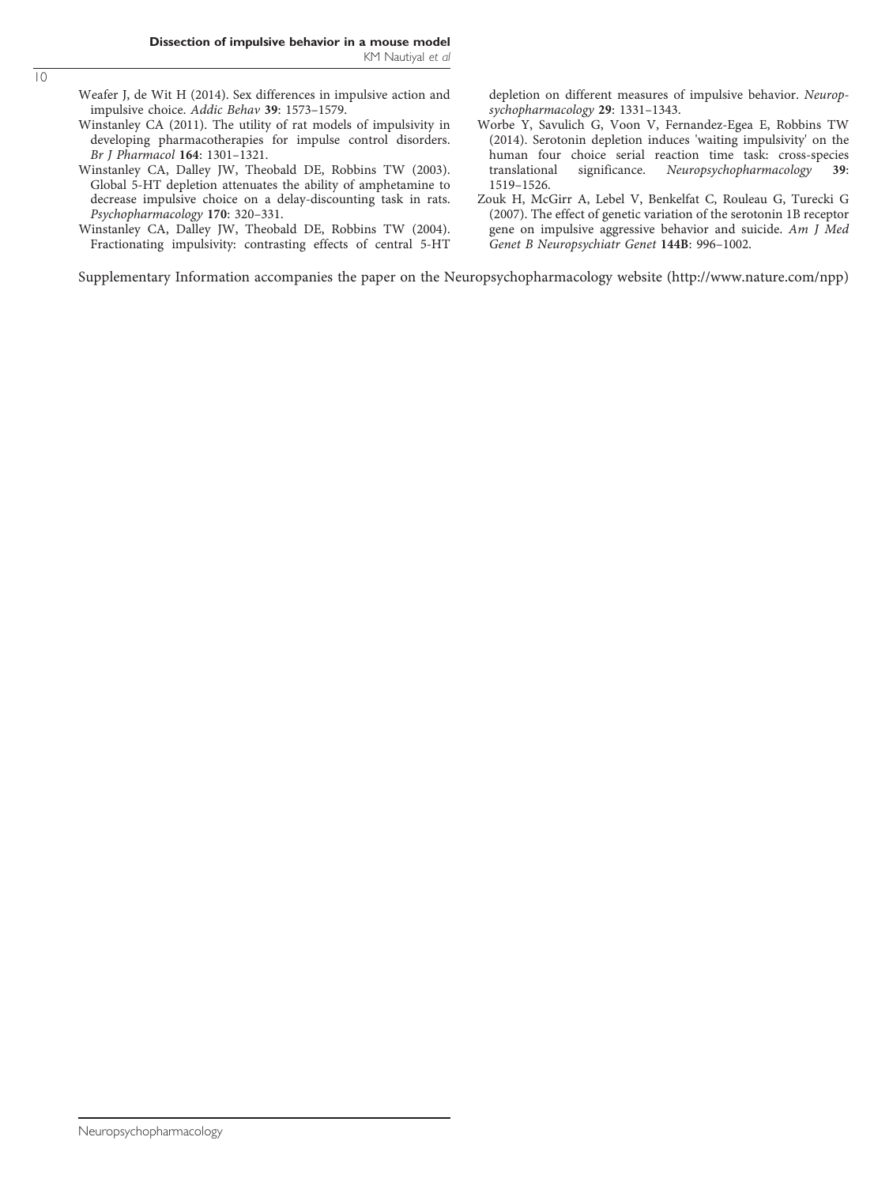Weafer J, de Wit H (2014). Sex differences in impulsive action and impulsive choice. *Addic Behav* **39**: 1573–1579.

Winstanley CA (2011). The utility of rat models of impulsivity in developing pharmacotherapies for impulse control disorders. *Br J Pharmacol* **164**: 1301–1321.

Winstanley CA, Dalley JW, Theobald DE, Robbins TW (2003). Global 5-HT depletion attenuates the ability of amphetamine to decrease impulsive choice on a delay-discounting task in rats. *Psychopharmacology* **170**: 320–331.

Winstanley CA, Dalley JW, Theobald DE, Robbins TW (2004). Fractionating impulsivity: contrasting effects of central 5-HT depletion on different measures of impulsive behavior. *Neuropsychopharmacology* **29**: 1331–1343.

Worbe Y, Savulich G, Voon V, Fernandez-Egea E, Robbins TW (2014). Serotonin depletion induces 'waiting impulsivity' on the human four choice serial reaction time task: cross-species translational significance. *Neuropsychopharmacology* **39**: 1519–1526.

Zouk H, McGirr A, Lebel V, Benkelfat C, Rouleau G, Turecki G (2007). The effect of genetic variation of the serotonin 1B receptor gene on impulsive aggressive behavior and suicide. *Am J Med Genet B Neuropsychiatr Genet* **144B**: 996–1002.

Supplementary Information accompanies the paper on the Neuropsychopharmacology website (http://www.nature.com/npp)